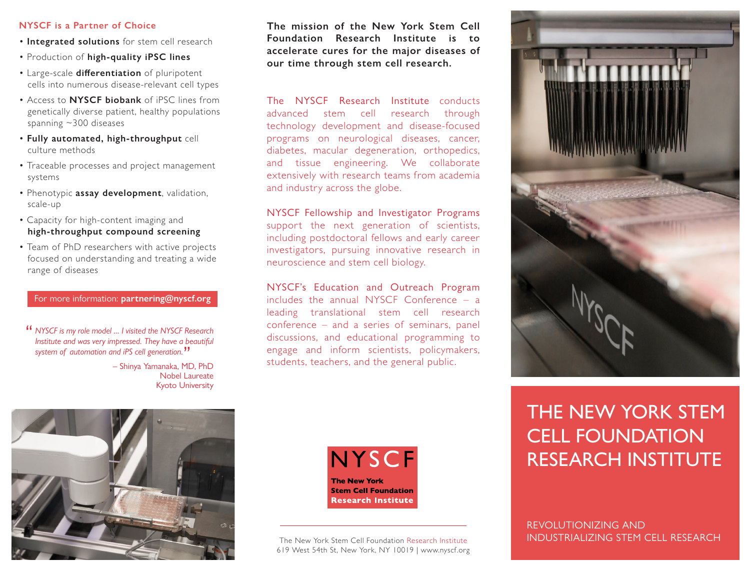## NYSCF is a Partner of Choice

- **Integrated solutions** for stem cell research
- Production of **high-quality iPSC lines**
- Large-scale **differentiation** of pluripotent cells into numerous disease-relevant cell types
- Access to **NYSCF biobank** of iPSC lines from genetically diverse patient, healthy populations spanning ~300 diseases
- **Fully automated, high-throughput** cell culture methods
- Traceable processes and project management systems
- Phenotypic **assay development**, validation, scale-up
- Capacity for high-content imaging and **high-throughput compound screening**
- Team of PhD researchers with active projects focused on understanding and treating a wide range of diseases

For more information: **partnering@nyscf.org**

> *"NYSCF is my role model ... I visited the NYSCF Research Institute and was very impressed. They have a beautiful system of automation and iPS cell generation."*
>
> – Shinya Yamanaka, MD, PhD
> Nobel Laureate
> Kyoto University

**The mission of the New York Stem Cell Foundation Research Institute is to accelerate cures for the major diseases of our time through stem cell research.**

The NYSCF Research Institute conducts advanced stem cell research through technology development and disease-focused programs on neurological diseases, cancer, diabetes, macular degeneration, orthopedics, and tissue engineering. We collaborate extensively with research teams from academia and industry across the globe.

NYSCF Fellowship and Investigator Programs support the next generation of scientists, including postdoctoral fellows and early career investigators, pursuing innovative research in neuroscience and stem cell biology.

NYSCF's Education and Outreach Program includes the annual NYSCF Conference – a leading translational stem cell research conference – and a series of seminars, panel discussions, and educational programming to engage and inform scientists, policymakers, students, teachers, and the general public.

**NYSCF**
**The New York Stem Cell Foundation Research Institute**

The New York Stem Cell Foundation Research Institute
619 West 54th St, New York, NY 10019 | www.nyscf.org

# THE NEW YORK STEM CELL FOUNDATION RESEARCH INSTITUTE

REVOLUTIONIZING AND INDUSTRIALIZING STEM CELL RESEARCH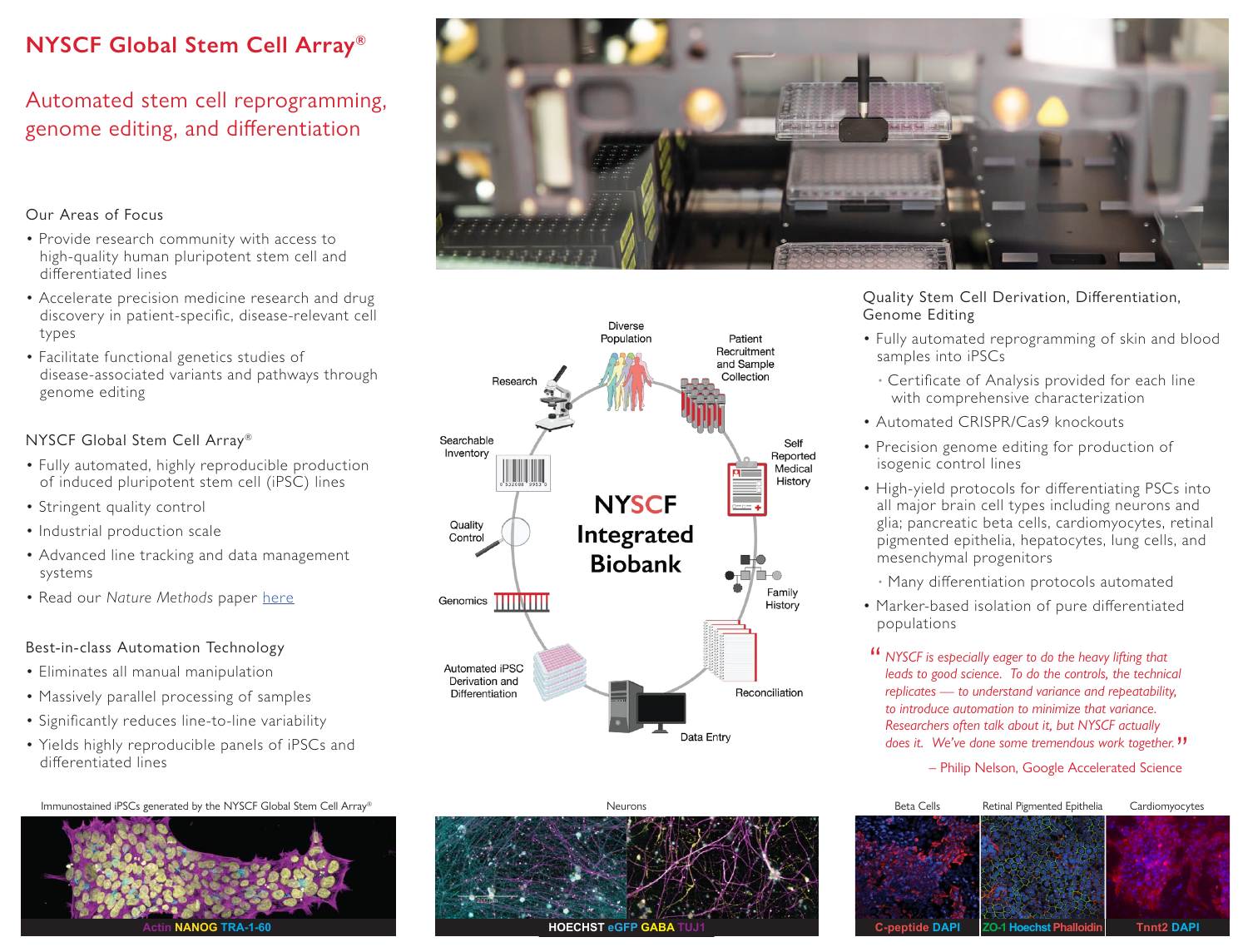# NYSCF Global Stem Cell Array®

## Automated stem cell reprogramming, genome editing, and differentiation

### Our Areas of Focus

- Provide research community with access to high-quality human pluripotent stem cell and differentiated lines
- Accelerate precision medicine research and drug discovery in patient-specific, disease-relevant cell types
- Facilitate functional genetics studies of disease-associated variants and pathways through genome editing

### NYSCF Global Stem Cell Array®

- Fully automated, highly reproducible production of induced pluripotent stem cell (iPSC) lines
- Stringent quality control
- Industrial production scale
- Advanced line tracking and data management systems
- Read our *Nature Methods* paper here

### Best-in-class Automation Technology

- Eliminates all manual manipulation
- Massively parallel processing of samples
- Significantly reduces line-to-line variability
- Yields highly reproducible panels of iPSCs and differentiated lines

NYSCF Integrated Biobank

Diverse Population
Patient Recruitment and Sample Collection
Self Reported Medical History
Family History
Reconciliation
Data Entry
Automated iPSC Derivation and Differentiation
Genomics
Quality Control
Searchable Inventory
Research

### Quality Stem Cell Derivation, Differentiation, Genome Editing

- Fully automated reprogramming of skin and blood samples into iPSCs
  - Certificate of Analysis provided for each line with comprehensive characterization
- Automated CRISPR/Cas9 knockouts
- Precision genome editing for production of isogenic control lines
- High-yield protocols for differentiating PSCs into all major brain cell types including neurons and glia; pancreatic beta cells, cardiomyocytes, retinal pigmented epithelia, hepatocytes, lung cells, and mesenchymal progenitors
  - Many differentiation protocols automated
- Marker-based isolation of pure differentiated populations

*"NYSCF is especially eager to do the heavy lifting that leads to good science. To do the controls, the technical replicates — to understand variance and repeatability, to introduce automation to minimize that variance. Researchers often talk about it, but NYSCF actually does it. We've done some tremendous work together."*

– Philip Nelson, Google Accelerated Science

Immunostained iPSCs generated by the NYSCF Global Stem Cell Array®

Actin NANOG TRA-1-60

Neurons

HOECHST eGFP GABA TUJ1

Beta Cells

C-peptide DAPI

Retinal Pigmented Epithelia

ZO-1 Hoechst Phalloidin

Cardiomyocytes

Tnnt2 DAPI